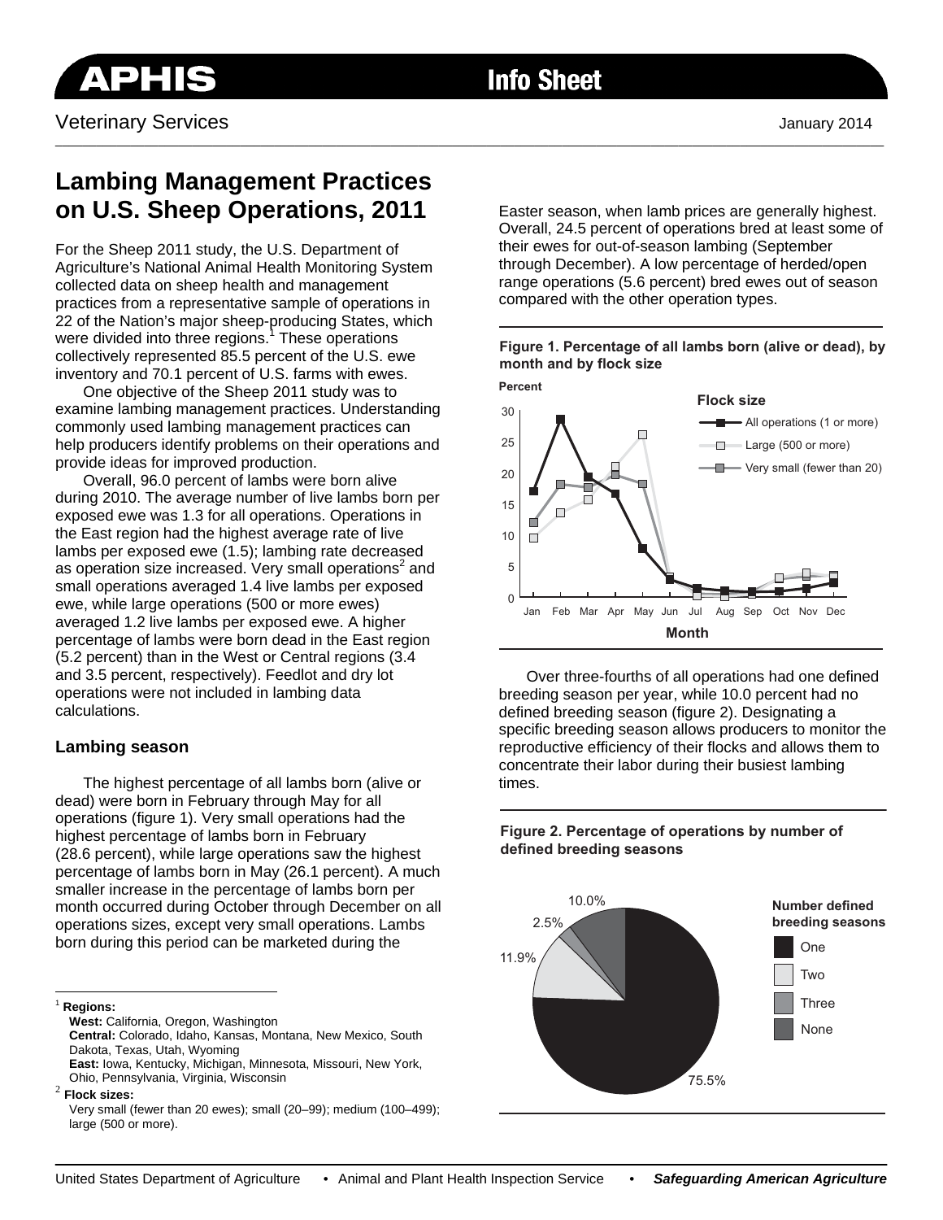# APHIS Info Sheet

Veterinary Services

January 2014

## Lambing Management Practices on U.S. Sheep Operations, 2011

For the Sheep 2011 study, the U.S. Department of Agriculture's National Animal Health Monitoring System collected data on sheep health and management practices from a representative sample of operations in 22 of the Nation's major sheep-producing States, which were divided into three regions.[1] These operations collectively represented 85.5 percent of the U.S. ewe inventory and 70.1 percent of U.S. farms with ewes.

One objective of the Sheep 2011 study was to examine lambing management practices. Understanding commonly used lambing management practices can help producers identify problems on their operations and provide ideas for improved production.

Overall, 96.0 percent of lambs were born alive during 2010. The average number of live lambs born per exposed ewe was 1.3 for all operations. Operations in the East region had the highest average rate of live lambs per exposed ewe (1.5); lambing rate decreased as operation size increased. Very small operations[2] and small operations averaged 1.4 live lambs per exposed ewe, while large operations (500 or more ewes) averaged 1.2 live lambs per exposed ewe. A higher percentage of lambs were born dead in the East region (5.2 percent) than in the West or Central regions (3.4 and 3.5 percent, respectively). Feedlot and dry lot operations were not included in lambing data calculations.

### Lambing season

The highest percentage of all lambs born (alive or dead) were born in February through May for all operations (figure 1). Very small operations had the highest percentage of lambs born in February (28.6 percent), while large operations saw the highest percentage of lambs born in May (26.1 percent). A much smaller increase in the percentage of lambs born per month occurred during October through December on all operations sizes, except very small operations. Lambs born during this period can be marketed during the Easter season, when lamb prices are generally highest. Overall, 24.5 percent of operations bred at least some of their ewes for out-of-season lambing (September through December). A low percentage of herded/open range operations (5.6 percent) bred ewes out of season compared with the other operation types.

**Figure 1. Percentage of all lambs born (alive or dead), by month and by flock size**

Over three-fourths of all operations had one defined breeding season per year, while 10.0 percent had no defined breeding season (figure 2). Designating a specific breeding season allows producers to monitor the reproductive efficiency of their flocks and allows them to concentrate their labor during their busiest lambing times.

**Figure 2. Percentage of operations by number of defined breeding seasons**

| Number defined breeding seasons | Percent |
|---|---|
| One | 75.5% |
| Two | 11.9% |
| Three | 2.5% |
| None | 10.0% |

[1] **Regions:**
**West:** California, Oregon, Washington
**Central:** Colorado, Idaho, Kansas, Montana, New Mexico, South Dakota, Texas, Utah, Wyoming
**East:** Iowa, Kentucky, Michigan, Minnesota, Missouri, New York, Ohio, Pennsylvania, Virginia, Wisconsin

[2] **Flock sizes:**
Very small (fewer than 20 ewes); small (20–99); medium (100–499); large (500 or more).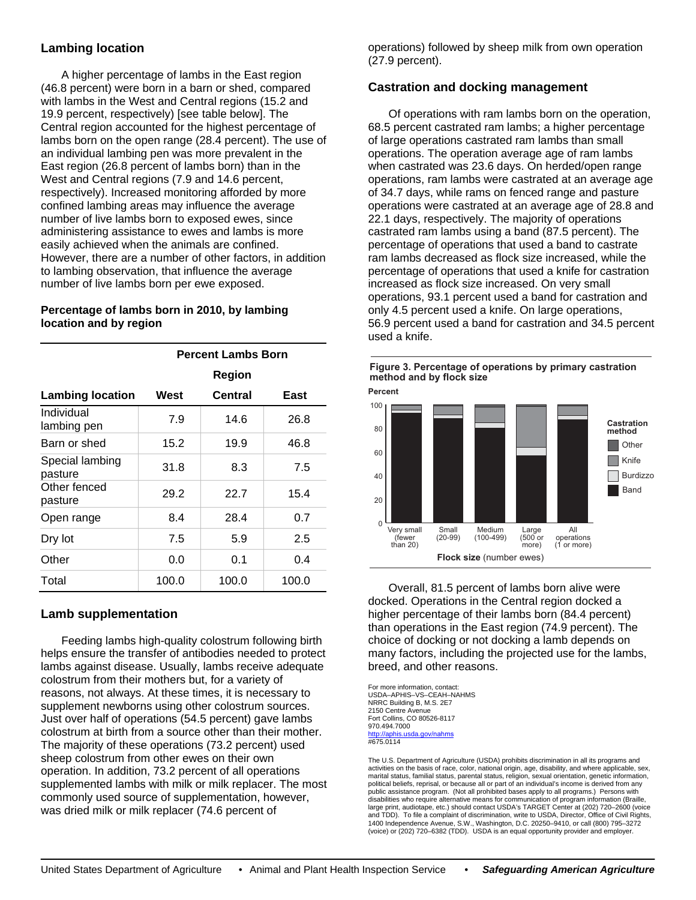## Lambing location

A higher percentage of lambs in the East region (46.8 percent) were born in a barn or shed, compared with lambs in the West and Central regions (15.2 and 19.9 percent, respectively) [see table below]. The Central region accounted for the highest percentage of lambs born on the open range (28.4 percent). The use of an individual lambing pen was more prevalent in the East region (26.8 percent of lambs born) than in the West and Central regions (7.9 and 14.6 percent, respectively). Increased monitoring afforded by more confined lambing areas may influence the average number of live lambs born to exposed ewes, since administering assistance to ewes and lambs is more easily achieved when the animals are confined. However, there are a number of other factors, in addition to lambing observation, that influence the average number of live lambs born per ewe exposed.

**Percentage of lambs born in 2010, by lambing location and by region**

| | Percent Lambs Born | | |
|---|---|---|---|
| | Region | | |
| **Lambing location** | **West** | **Central** | **East** |
| Individual lambing pen | 7.9 | 14.6 | 26.8 |
| Barn or shed | 15.2 | 19.9 | 46.8 |
| Special lambing pasture | 31.8 | 8.3 | 7.5 |
| Other fenced pasture | 29.2 | 22.7 | 15.4 |
| Open range | 8.4 | 28.4 | 0.7 |
| Dry lot | 7.5 | 5.9 | 2.5 |
| Other | 0.0 | 0.1 | 0.4 |
| Total | 100.0 | 100.0 | 100.0 |

## Lamb supplementation

Feeding lambs high-quality colostrum following birth helps ensure the transfer of antibodies needed to protect lambs against disease. Usually, lambs receive adequate colostrum from their mothers but, for a variety of reasons, not always. At these times, it is necessary to supplement newborns using other colostrum sources. Just over half of operations (54.5 percent) gave lambs colostrum at birth from a source other than their mother. The majority of these operations (73.2 percent) used sheep colostrum from other ewes on their own operation. In addition, 73.2 percent of all operations supplemented lambs with milk or milk replacer. The most commonly used source of supplementation, however, was dried milk or milk replacer (74.6 percent of operations) followed by sheep milk from own operation (27.9 percent).

## Castration and docking management

Of operations with ram lambs born on the operation, 68.5 percent castrated ram lambs; a higher percentage of large operations castrated ram lambs than small operations. The operation average age of ram lambs when castrated was 23.6 days. On herded/open range operations, ram lambs were castrated at an average age of 34.7 days, while rams on fenced range and pasture operations were castrated at an average age of 28.8 and 22.1 days, respectively. The majority of operations castrated ram lambs using a band (87.5 percent). The percentage of operations that used a band to castrate ram lambs decreased as flock size increased, while the percentage of operations that used a knife for castration increased as flock size increased. On very small operations, 93.1 percent used a band for castration and only 4.5 percent used a knife. On large operations, 56.9 percent used a band for castration and 34.5 percent used a knife.

**Figure 3. Percentage of operations by primary castration method and by flock size**

Percent
100
80
60
40
20
0

Very small (fewer than 20)
Small (20-99)
Medium (100-499)
Large (500 or more)
All operations (1 or more)

**Flock size** (number ewes)

Castration method
Other
Knife
Burdizzo
Band

Overall, 81.5 percent of lambs born alive were docked. Operations in the Central region docked a higher percentage of their lambs born (84.4 percent) than operations in the East region (74.9 percent). The choice of docking or not docking a lamb depends on many factors, including the projected use for the lambs, breed, and other reasons.

For more information, contact:
USDA–APHIS–VS–CEAH–NAHMS
NRRC Building B, M.S. 2E7
2150 Centre Avenue
Fort Collins, CO 80526-8117
970.494.7000
http://aphis.usda.gov/nahms
#675.0114

The U.S. Department of Agriculture (USDA) prohibits discrimination in all its programs and activities on the basis of race, color, national origin, age, disability, and where applicable, sex, marital status, familial status, parental status, religion, sexual orientation, genetic information, political beliefs, reprisal, or because all or part of an individual's income is derived from any public assistance program. (Not all prohibited bases apply to all programs.) Persons with disabilities who require alternative means for communication of program information (Braille, large print, audiotape, etc.) should contact USDA's TARGET Center at (202) 720–2600 (voice and TDD). To file a complaint of discrimination, write to USDA, Director, Office of Civil Rights, 1400 Independence Avenue, S.W., Washington, D.C. 20250–9410, or call (800) 795–3272 (voice) or (202) 720–6382 (TDD). USDA is an equal opportunity provider and employer.